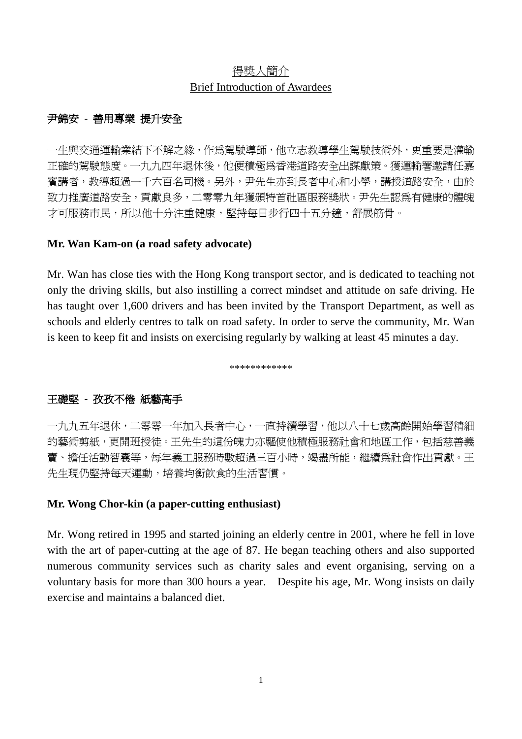<u>得獎人簡介</u>

<u>Brief Introduction of Awardees</u>

## 尹錦安 - 善用專業 提升安全

一生與交通運輸業結下不解之緣，作爲駕駛導師，他立志教導學生駕駛技術外，更重要是灌輸正確的駕駛態度。一九九四年退休後，他便積極爲香港道路安全出謀獻策。獲運輸署邀請任嘉賓講者，教導超過一千六百名司機。另外，尹先生亦到長者中心和小學，講授道路安全，由於致力推廣道路安全，貢獻良多，二零零九年獲頒特首社區服務獎狀。尹先生認爲有健康的體魄才可服務市民，所以他十分注重健康，堅持每日步行四十五分鐘，舒展筋骨。

**Mr. Wan Kam-on (a road safety advocate)**

Mr. Wan has close ties with the Hong Kong transport sector, and is dedicated to teaching not only the driving skills, but also instilling a correct mindset and attitude on safe driving. He has taught over 1,600 drivers and has been invited by the Transport Department, as well as schools and elderly centres to talk on road safety. In order to serve the community, Mr. Wan is keen to keep fit and insists on exercising regularly by walking at least 45 minutes a day.

************

## 王礎堅 - 孜孜不倦 紙藝高手

一九九五年退休，二零零一年加入長者中心，一直持續學習，他以八十七歲高齡開始學習精細的藝術剪紙，更開班授徒。王先生的這份魄力亦驅使他積極服務社會和地區工作，包括慈善義賣、擔任活動智囊等，每年義工服務時數超過三百小時，竭盡所能，繼續爲社會作出貢獻。王先生現仍堅持每天運動，培養均衡飲食的生活習慣。

**Mr. Wong Chor-kin (a paper-cutting enthusiast)**

Mr. Wong retired in 1995 and started joining an elderly centre in 2001, where he fell in love with the art of paper-cutting at the age of 87. He began teaching others and also supported numerous community services such as charity sales and event organising, serving on a voluntary basis for more than 300 hours a year. Despite his age, Mr. Wong insists on daily exercise and maintains a balanced diet.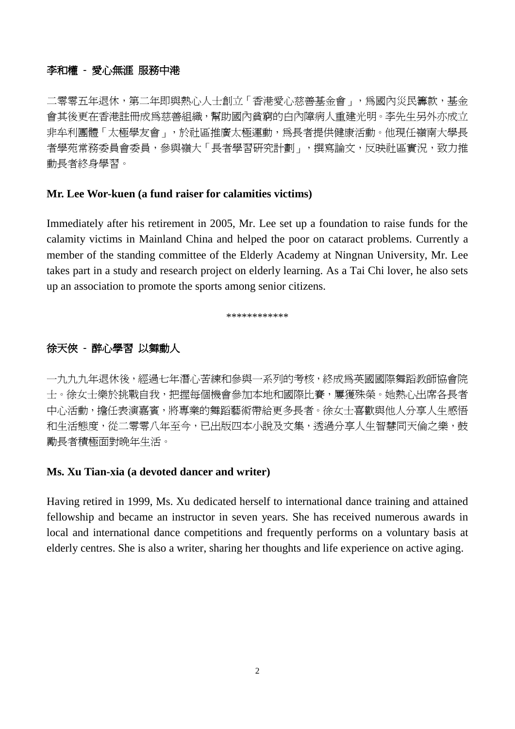**李和權 - 愛心無涯 服務中港**

二零零五年退休，第二年即與熱心人士創立「香港愛心慈善基金會」，爲國內災民籌款，基金會其後更在香港註冊成爲慈善組織，幫助國內貧窮的白內障病人重建光明。李先生另外亦成立非牟利團體「太極學友會」，於社區推廣太極運動，爲長者提供健康活動。他現任嶺南大學長者學苑常務委員會委員，參與嶺大「長者學習研究計劃」，撰寫論文，反映社區實況，致力推動長者終身學習。

**Mr. Lee Wor-kuen (a fund raiser for calamities victims)**

Immediately after his retirement in 2005, Mr. Lee set up a foundation to raise funds for the calamity victims in Mainland China and helped the poor on cataract problems. Currently a member of the standing committee of the Elderly Academy at Ningnan University, Mr. Lee takes part in a study and research project on elderly learning. As a Tai Chi lover, he also sets up an association to promote the sports among senior citizens.

************

**徐天俠 - 醉心學習 以舞動人**

一九九九年退休後，經過七年潛心苦練和參與一系列的考核，終成爲英國國際舞蹈教師協會院士。徐女士樂於挑戰自我，把握每個機會參加本地和國際比賽，屢獲殊榮。她熱心出席各長者中心活動，擔任表演嘉賓，將專業的舞蹈藝術帶給更多長者。徐女士喜歡與他人分享人生感悟和生活態度，從二零零八年至今，已出版四本小說及文集，透過分享人生智慧同天倫之樂，鼓勵長者積極面對晚年生活。

**Ms. Xu Tian-xia (a devoted dancer and writer)**

Having retired in 1999, Ms. Xu dedicated herself to international dance training and attained fellowship and became an instructor in seven years. She has received numerous awards in local and international dance competitions and frequently performs on a voluntary basis at elderly centres. She is also a writer, sharing her thoughts and life experience on active aging.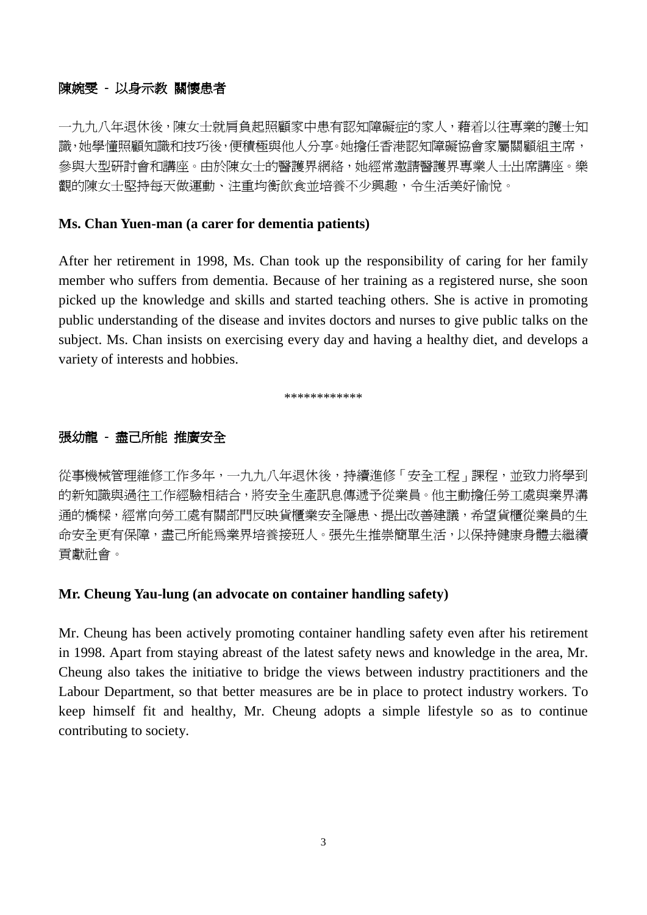**陳婉雯 - 以身示教 關懷患者**

一九九八年退休後，陳女士就肩負起照顧家中患有認知障礙症的家人，藉着以往專業的護士知識，她學懂照顧知識和技巧後，便積極與他人分享。她擔任香港認知障礙協會家屬關顧組主席，參與大型研討會和講座。由於陳女士的醫護界網絡，她經常邀請醫護界專業人士出席講座。樂觀的陳女士堅持每天做運動、注重均衡飲食並培養不少興趣，令生活美好愉悅。

**Ms. Chan Yuen-man (a carer for dementia patients)**

After her retirement in 1998, Ms. Chan took up the responsibility of caring for her family member who suffers from dementia. Because of her training as a registered nurse, she soon picked up the knowledge and skills and started teaching others. She is active in promoting public understanding of the disease and invites doctors and nurses to give public talks on the subject. Ms. Chan insists on exercising every day and having a healthy diet, and develops a variety of interests and hobbies.

************

**張幼龍 - 盡己所能 推廣安全**

從事機械管理維修工作多年，一九九八年退休後，持續進修「安全工程」課程，並致力將學到的新知識與過往工作經驗相結合，將安全生產訊息傳遞予從業員。他主動擔任勞工處與業界溝通的橋樑，經常向勞工處有關部門反映貨櫃業安全隱患、提出改善建議，希望貨櫃從業員的生命安全更有保障，盡己所能爲業界培養接班人。張先生推崇簡單生活，以保持健康身體去繼續貢獻社會。

**Mr. Cheung Yau-lung (an advocate on container handling safety)**

Mr. Cheung has been actively promoting container handling safety even after his retirement in 1998. Apart from staying abreast of the latest safety news and knowledge in the area, Mr. Cheung also takes the initiative to bridge the views between industry practitioners and the Labour Department, so that better measures are be in place to protect industry workers. To keep himself fit and healthy, Mr. Cheung adopts a simple lifestyle so as to continue contributing to society.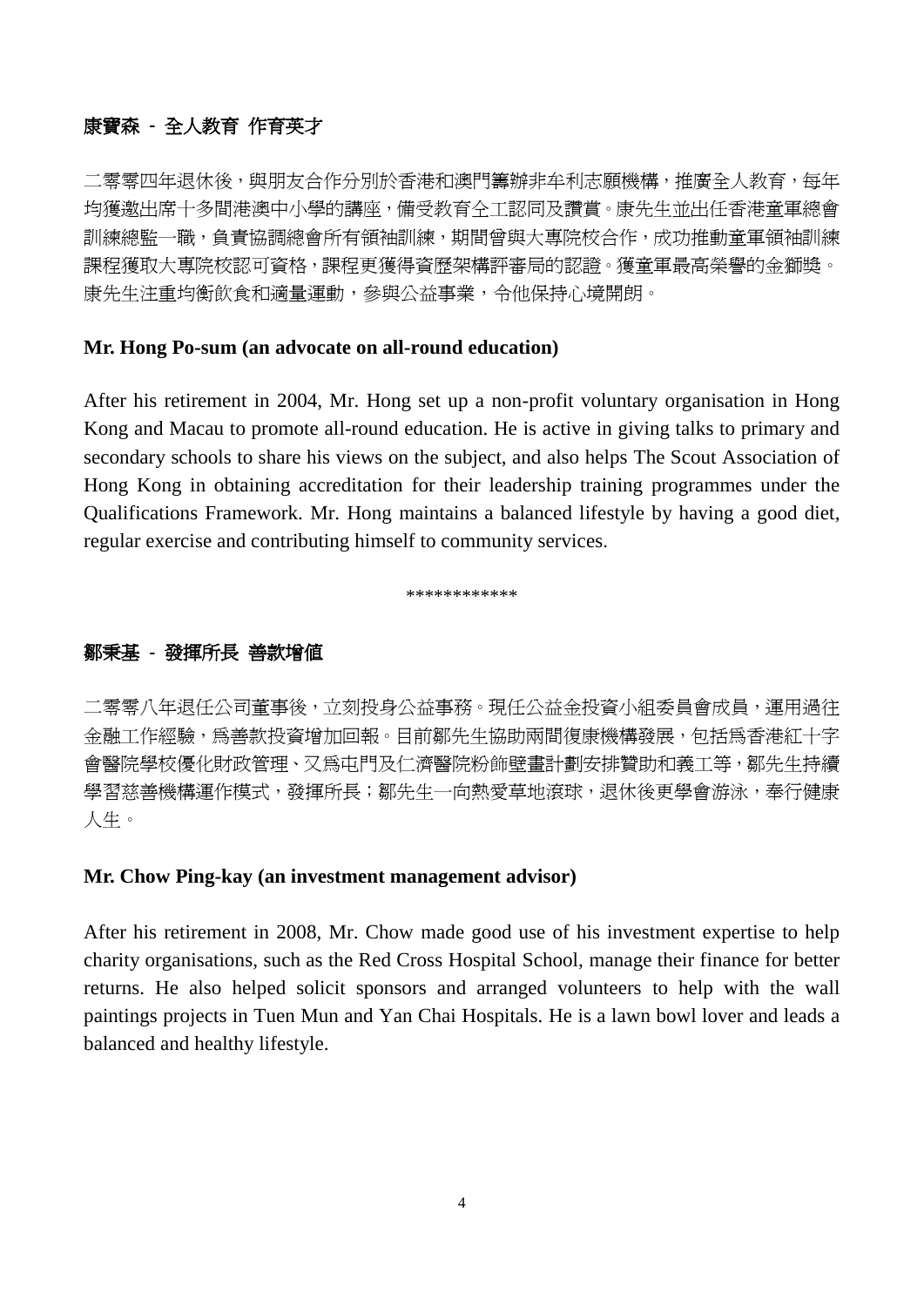**康寶森 - 全人教育 作育英才**

二零零四年退休後，與朋友合作分別於香港和澳門籌辦非牟利志願機構，推廣全人教育，每年均獲邀出席十多間港澳中小學的講座，備受教育全工認同及讚賞。康先生並出任香港童軍總會訓練總監一職，負責協調總會所有領袖訓練，期間曾與大專院校合作，成功推動童軍領袖訓練課程獲取大專院校認可資格，課程更獲得資歷架構評審局的認證。獲童軍最高榮譽的金獅獎。康先生注重均衡飲食和適量運動，參與公益事業，令他保持心境開朗。

**Mr. Hong Po-sum (an advocate on all-round education)**

After his retirement in 2004, Mr. Hong set up a non-profit voluntary organisation in Hong Kong and Macau to promote all-round education. He is active in giving talks to primary and secondary schools to share his views on the subject, and also helps The Scout Association of Hong Kong in obtaining accreditation for their leadership training programmes under the Qualifications Framework. Mr. Hong maintains a balanced lifestyle by having a good diet, regular exercise and contributing himself to community services.

************

**鄒秉基 - 發揮所長 善款增值**

二零零八年退任公司董事後，立刻投身公益事務。現任公益金投資小組委員會成員，運用過往金融工作經驗，爲善款投資增加回報。目前鄒先生協助兩間復康機構發展，包括爲香港紅十字會醫院學校優化財政管理、又爲屯門及仁濟醫院粉飾壁畫計劃安排贊助和義工等，鄒先生持續學習慈善機構運作模式，發揮所長；鄒先生一向熱愛草地滾球，退休後更學會游泳，奉行健康人生。

**Mr. Chow Ping-kay (an investment management advisor)**

After his retirement in 2008, Mr. Chow made good use of his investment expertise to help charity organisations, such as the Red Cross Hospital School, manage their finance for better returns. He also helped solicit sponsors and arranged volunteers to help with the wall paintings projects in Tuen Mun and Yan Chai Hospitals. He is a lawn bowl lover and leads a balanced and healthy lifestyle.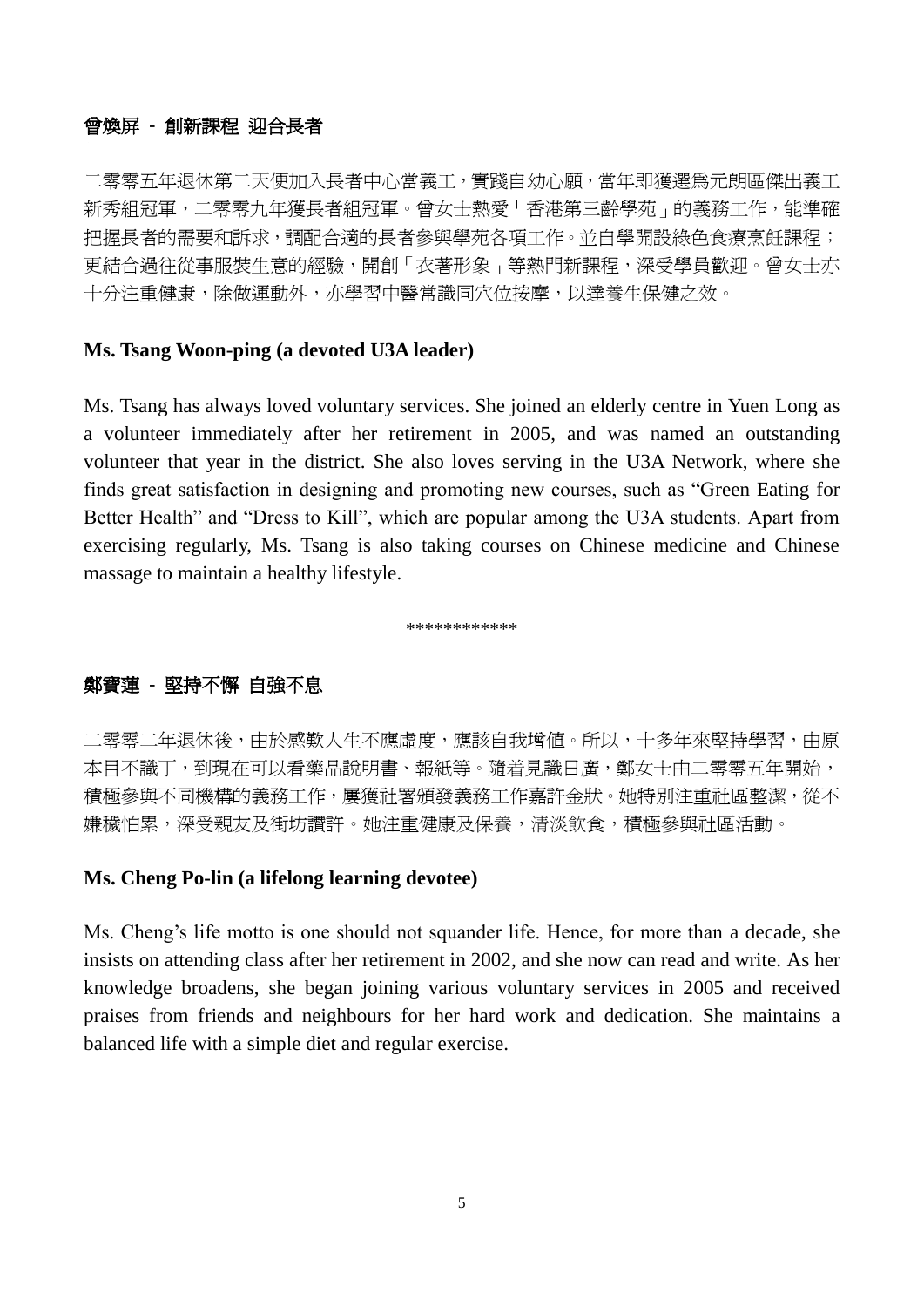### 曾煥屏 - 創新課程 迎合長者

二零零五年退休第二天便加入長者中心當義工，實踐自幼心願，當年即獲選爲元朗區傑出義工新秀組冠軍，二零零九年獲長者組冠軍。曾女士熱愛「香港第三齡學苑」的義務工作，能準確把握長者的需要和訴求，調配合適的長者參與學苑各項工作。並自學開設綠色食療烹飪課程；更結合過往從事服裝生意的經驗，開創「衣著形象」等熱門新課程，深受學員歡迎。曾女士亦十分注重健康，除做運動外，亦學習中醫常識同穴位按摩，以達養生保健之效。

### Ms. Tsang Woon-ping (a devoted U3A leader)

Ms. Tsang has always loved voluntary services. She joined an elderly centre in Yuen Long as a volunteer immediately after her retirement in 2005, and was named an outstanding volunteer that year in the district. She also loves serving in the U3A Network, where she finds great satisfaction in designing and promoting new courses, such as "Green Eating for Better Health" and "Dress to Kill", which are popular among the U3A students. Apart from exercising regularly, Ms. Tsang is also taking courses on Chinese medicine and Chinese massage to maintain a healthy lifestyle.

\*\*\*\*\*\*\*\*\*\*\*\*

### 鄭寶蓮 - 堅持不懈 自強不息

二零零二年退休後，由於感歎人生不應虛度，應該自我增值。所以，十多年來堅持學習，由原本目不識丁，到現在可以看藥品說明書、報紙等。隨着見識日廣，鄭女士由二零零五年開始，積極參與不同機構的義務工作，屢獲社署頒發義務工作嘉許金狀。她特別注重社區整潔，從不嫌穢怕累，深受親友及街坊讚許。她注重健康及保養，清淡飲食，積極參與社區活動。

### Ms. Cheng Po-lin (a lifelong learning devotee)

Ms. Cheng's life motto is one should not squander life. Hence, for more than a decade, she insists on attending class after her retirement in 2002, and she now can read and write. As her knowledge broadens, she began joining various voluntary services in 2005 and received praises from friends and neighbours for her hard work and dedication. She maintains a balanced life with a simple diet and regular exercise.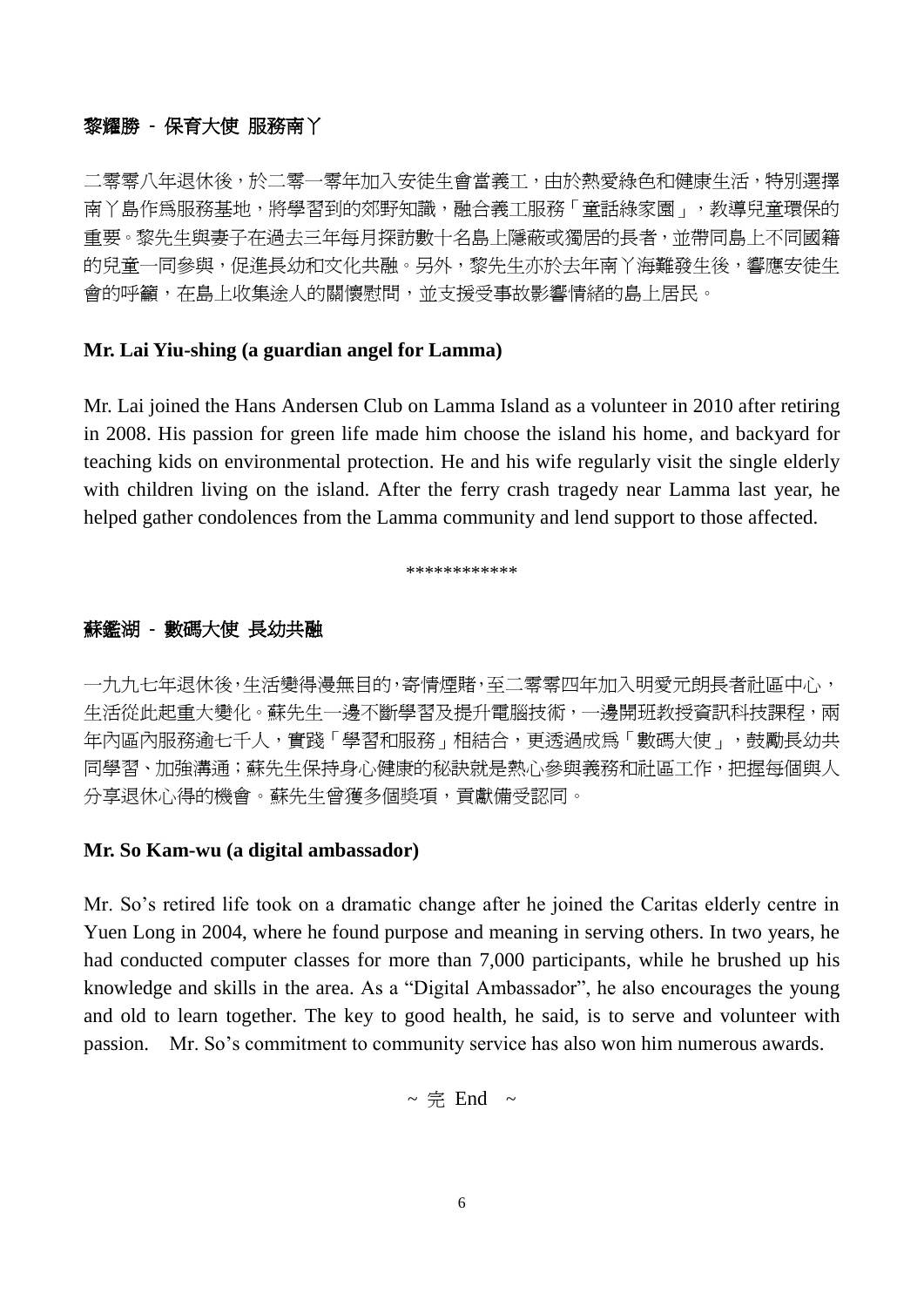**黎耀勝 - 保育大使 服務南丫**

二零零八年退休後，於二零一零年加入安徒生會當義工，由於熱愛綠色和健康生活，特別選擇南丫島作爲服務基地，將學習到的郊野知識，融合義工服務「童話綠家園」，教導兒童環保的重要。黎先生與妻子在過去三年每月探訪數十名島上隱蔽或獨居的長者，並帶同島上不同國籍的兒童一同參與，促進長幼和文化共融。另外，黎先生亦於去年南丫海難發生後，響應安徒生會的呼籲，在島上收集途人的關懷慰問，並支援受事故影響情緒的島上居民。

**Mr. Lai Yiu-shing (a guardian angel for Lamma)**

Mr. Lai joined the Hans Andersen Club on Lamma Island as a volunteer in 2010 after retiring in 2008. His passion for green life made him choose the island his home, and backyard for teaching kids on environmental protection. He and his wife regularly visit the single elderly with children living on the island. After the ferry crash tragedy near Lamma last year, he helped gather condolences from the Lamma community and lend support to those affected.

************

**蘇鑑湖 - 數碼大使 長幼共融**

一九九七年退休後，生活變得漫無目的，寄情煙賭，至二零零四年加入明愛元朗長者社區中心，生活從此起重大變化。蘇先生一邊不斷學習及提升電腦技術，一邊開班教授資訊科技課程，兩年內區內服務逾七千人，實踐「學習和服務」相結合，更透過成爲「數碼大使」，鼓勵長幼共同學習、加強溝通；蘇先生保持身心健康的秘訣就是熱心參與義務和社區工作，把握每個與人分享退休心得的機會。蘇先生曾獲多個獎項，貢獻備受認同。

**Mr. So Kam-wu (a digital ambassador)**

Mr. So's retired life took on a dramatic change after he joined the Caritas elderly centre in Yuen Long in 2004, where he found purpose and meaning in serving others. In two years, he had conducted computer classes for more than 7,000 participants, while he brushed up his knowledge and skills in the area. As a "Digital Ambassador", he also encourages the young and old to learn together. The key to good health, he said, is to serve and volunteer with passion. Mr. So's commitment to community service has also won him numerous awards.

~ 完 End ~